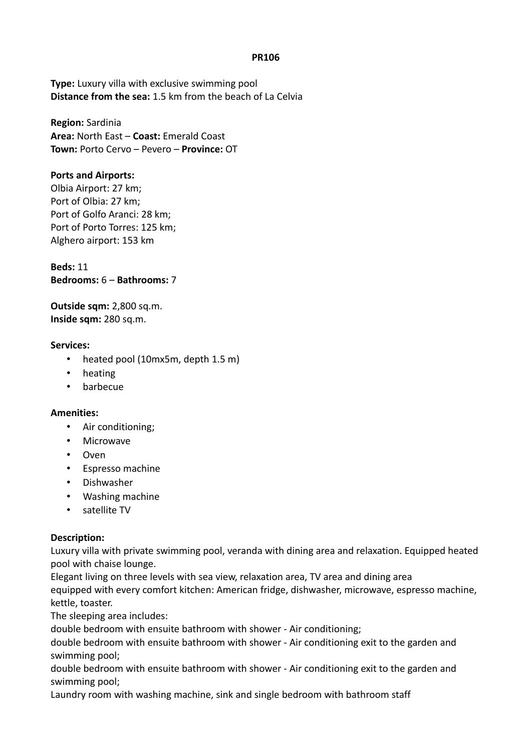**PR106**

**Type:** Luxury villa with exclusive swimming pool
**Distance from the sea:** 1.5 km from the beach of La Celvia

**Region:** Sardinia
**Area:** North East – **Coast:** Emerald Coast
**Town:** Porto Cervo – Pevero – **Province:** OT

**Ports and Airports:**
Olbia Airport: 27 km;
Port of Olbia: 27 km;
Port of Golfo Aranci: 28 km;
Port of Porto Torres: 125 km;
Alghero airport: 153 km

**Beds:** 11
**Bedrooms:** 6 – **Bathrooms:** 7

**Outside sqm:** 2,800 sq.m.
**Inside sqm:** 280 sq.m.

**Services:**

- heated pool (10mx5m, depth 1.5 m)
- heating
- barbecue

**Amenities:**

- Air conditioning;
- Microwave
- Oven
- Espresso machine
- Dishwasher
- Washing machine
- satellite TV

**Description:**
Luxury villa with private swimming pool, veranda with dining area and relaxation. Equipped heated pool with chaise lounge.
Elegant living on three levels with sea view, relaxation area, TV area and dining area
equipped with every comfort kitchen: American fridge, dishwasher, microwave, espresso machine, kettle, toaster.
The sleeping area includes:
double bedroom with ensuite bathroom with shower - Air conditioning;
double bedroom with ensuite bathroom with shower - Air conditioning exit to the garden and swimming pool;
double bedroom with ensuite bathroom with shower - Air conditioning exit to the garden and swimming pool;
Laundry room with washing machine, sink and single bedroom with bathroom staff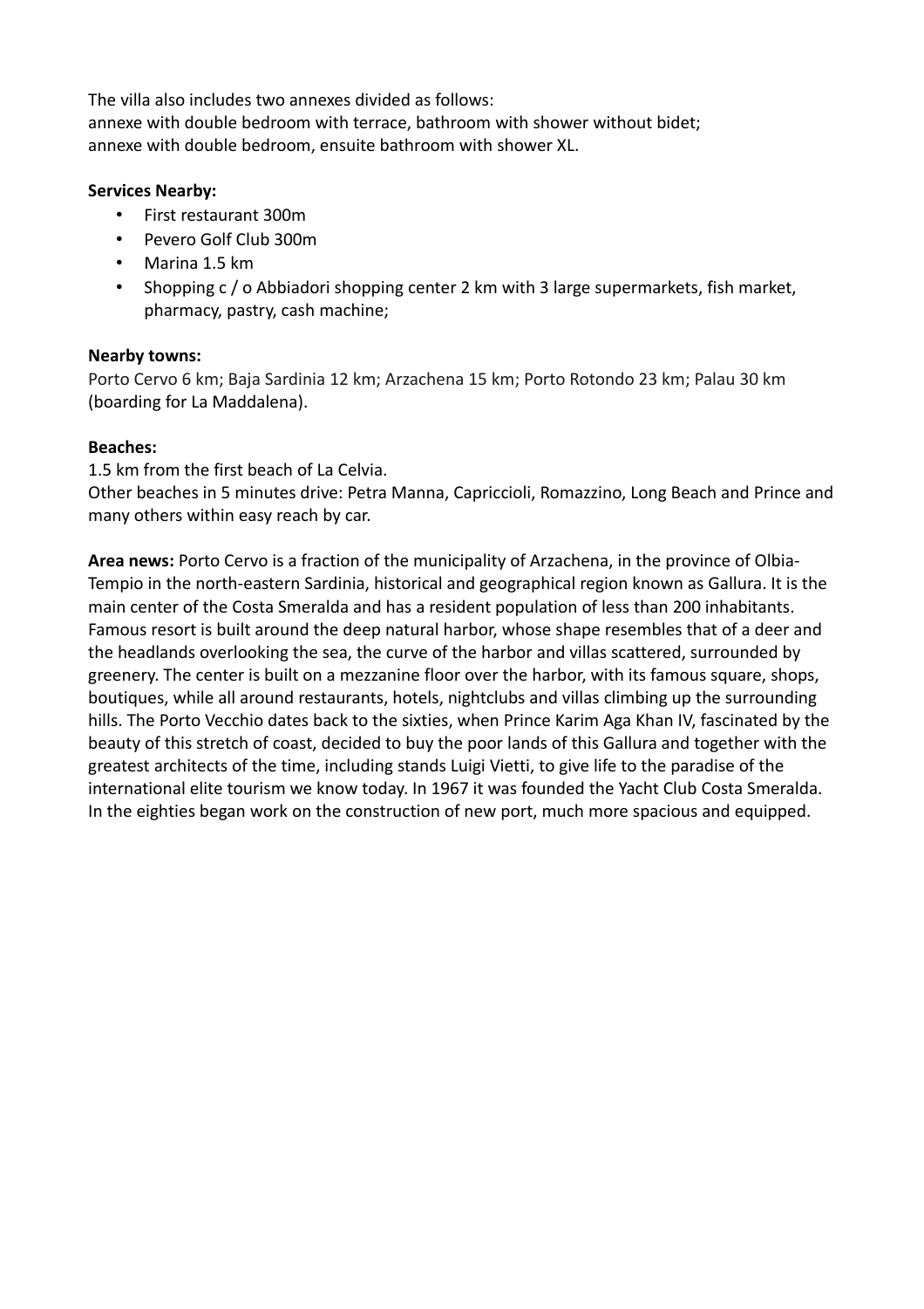The villa also includes two annexes divided as follows:
annexe with double bedroom with terrace, bathroom with shower without bidet;
annexe with double bedroom, ensuite bathroom with shower XL.

**Services Nearby:**

- First restaurant 300m
- Pevero Golf Club 300m
- Marina 1.5 km
- Shopping c / o Abbiadori shopping center 2 km with 3 large supermarkets, fish market, pharmacy, pastry, cash machine;

**Nearby towns:**

Porto Cervo 6 km; Baja Sardinia 12 km; Arzachena 15 km; Porto Rotondo 23 km; Palau 30 km (boarding for La Maddalena).

**Beaches:**

1.5 km from the first beach of La Celvia.
Other beaches in 5 minutes drive: Petra Manna, Capriccioli, Romazzino, Long Beach and Prince and many others within easy reach by car.

**Area news:** Porto Cervo is a fraction of the municipality of Arzachena, in the province of Olbia-Tempio in the north-eastern Sardinia, historical and geographical region known as Gallura. It is the main center of the Costa Smeralda and has a resident population of less than 200 inhabitants. Famous resort is built around the deep natural harbor, whose shape resembles that of a deer and the headlands overlooking the sea, the curve of the harbor and villas scattered, surrounded by greenery. The center is built on a mezzanine floor over the harbor, with its famous square, shops, boutiques, while all around restaurants, hotels, nightclubs and villas climbing up the surrounding hills. The Porto Vecchio dates back to the sixties, when Prince Karim Aga Khan IV, fascinated by the beauty of this stretch of coast, decided to buy the poor lands of this Gallura and together with the greatest architects of the time, including stands Luigi Vietti, to give life to the paradise of the international elite tourism we know today. In 1967 it was founded the Yacht Club Costa Smeralda. In the eighties began work on the construction of new port, much more spacious and equipped.